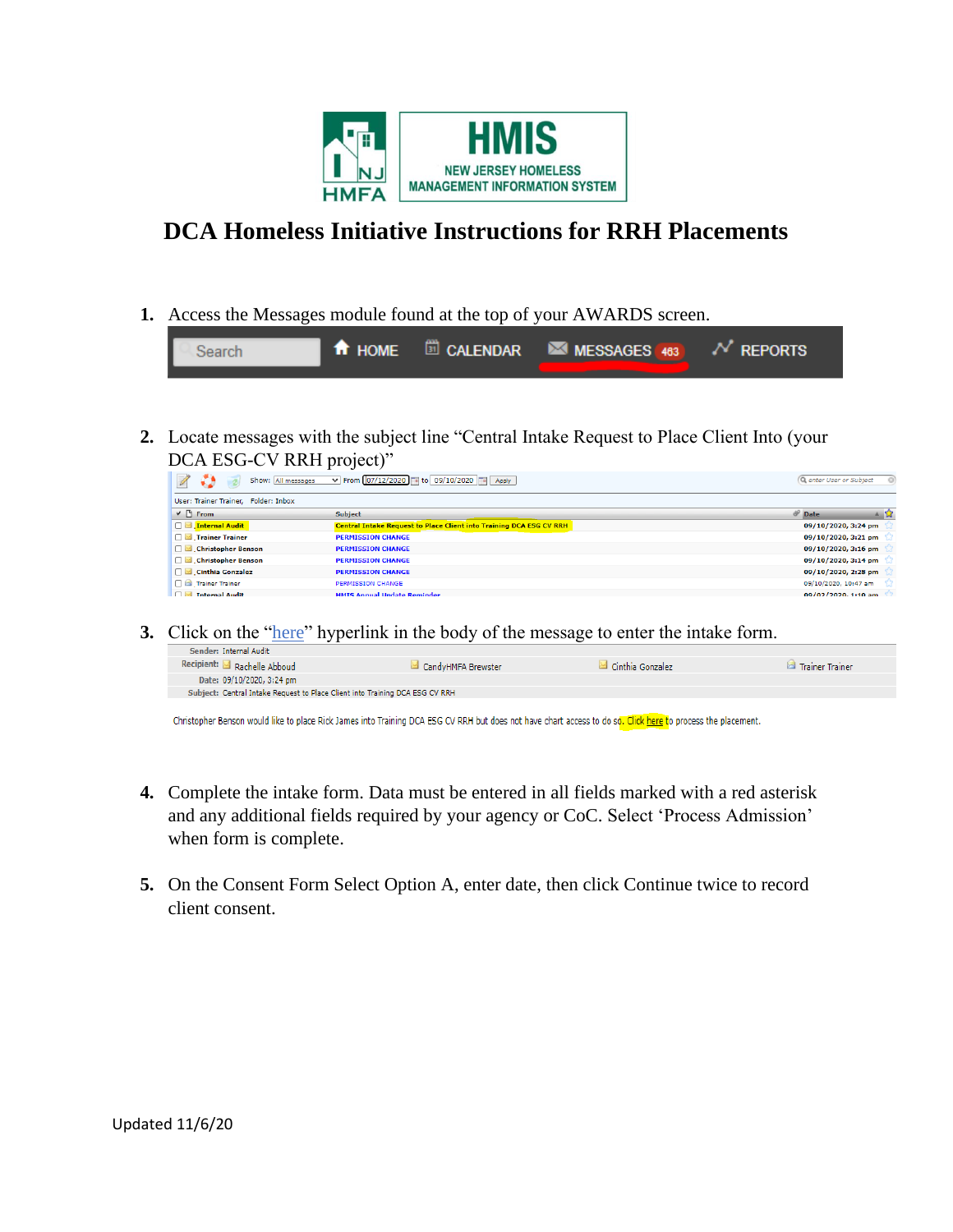# DCA Homeless Initiative Instructions for RRH Placements

1. Access the Messages module found at the top of your AWARDS screen.

2. Locate messages with the subject line "Central Intake Request to Place Client Into (your DCA ESG-CV RRH project)"

3. Click on the "here" hyperlink in the body of the message to enter the intake form.

4. Complete the intake form. Data must be entered in all fields marked with a red asterisk and any additional fields required by your agency or CoC. Select 'Process Admission' when form is complete.

5. On the Consent Form Select Option A, enter date, then click Continue twice to record client consent.

Updated 11/6/20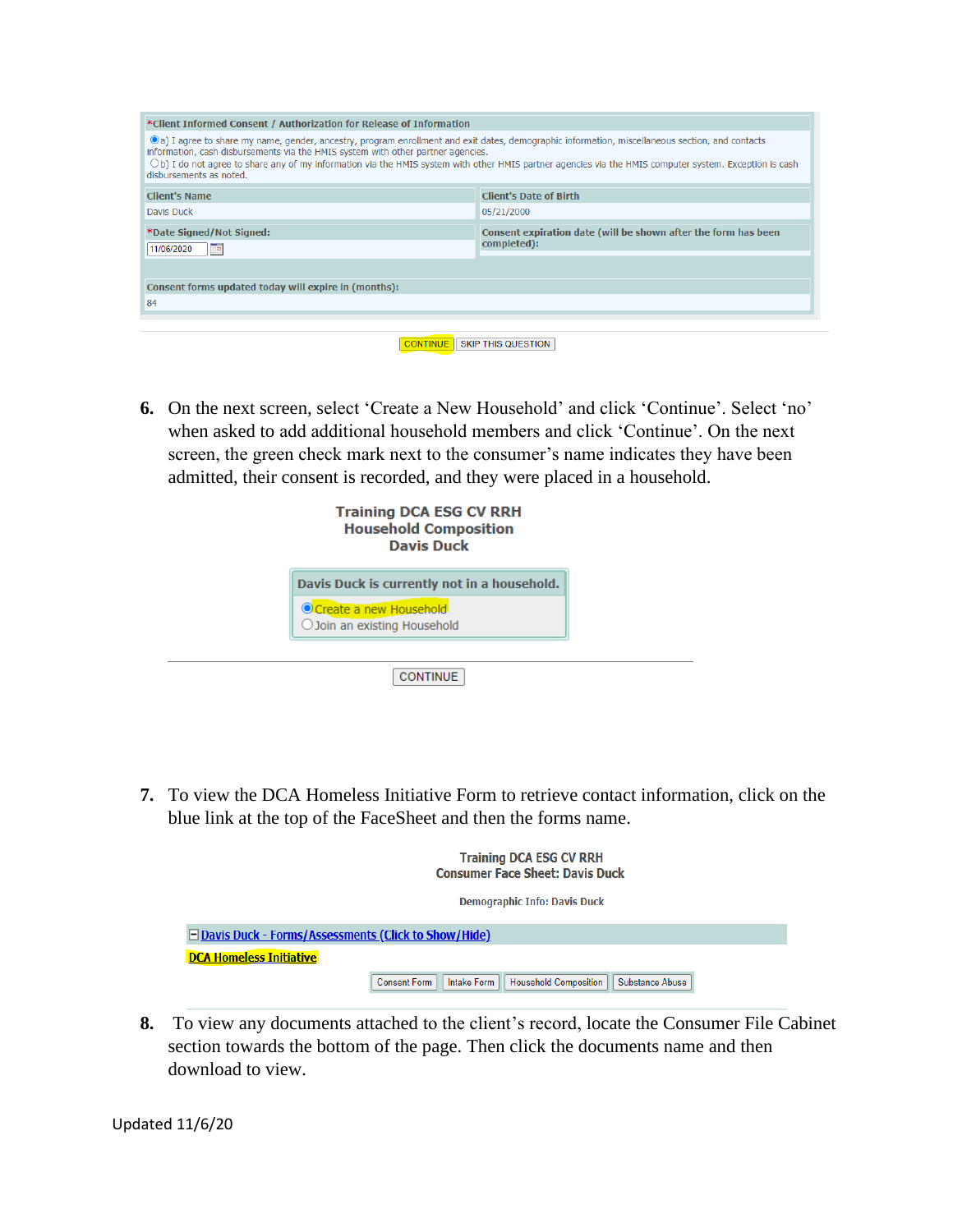*Client Informed Consent / Authorization for Release of Information

◉ a) I agree to share my name, gender, ancestry, program enrollment and exit dates, demographic information, miscellaneous section, and contacts information, cash disbursements via the HMIS system with other partner agencies.

○ b) I do not agree to share any of my information via the HMIS system with other HMIS partner agencies via the HMIS computer system. Exception is cash disbursements as noted.

| Client's Name | Client's Date of Birth |
| --- | --- |
| Davis Duck | 05/21/2000 |
| *Date Signed/Not Signed: | Consent expiration date (will be shown after the form has been completed): |
| 11/06/2020 | |

Consent forms updated today will expire in (months):
84

CONTINUE | SKIP THIS QUESTION

6. On the next screen, select 'Create a New Household' and click 'Continue'. Select 'no' when asked to add additional household members and click 'Continue'. On the next screen, the green check mark next to the consumer's name indicates they have been admitted, their consent is recorded, and they were placed in a household.

**Training DCA ESG CV RRH**
**Household Composition**
**Davis Duck**

Davis Duck is currently not in a household.
◉ Create a new Household
○ Join an existing Household

CONTINUE

7. To view the DCA Homeless Initiative Form to retrieve contact information, click on the blue link at the top of the FaceSheet and then the forms name.

**Training DCA ESG CV RRH**
**Consumer Face Sheet: Davis Duck**

Demographic Info: Davis Duck

⊟ Davis Duck - Forms/Assessments (Click to Show/Hide)

DCA Homeless Initiative

Consent Form | Intake Form | Household Composition | Substance Abuse

8. To view any documents attached to the client's record, locate the Consumer File Cabinet section towards the bottom of the page. Then click the documents name and then download to view.

Updated 11/6/20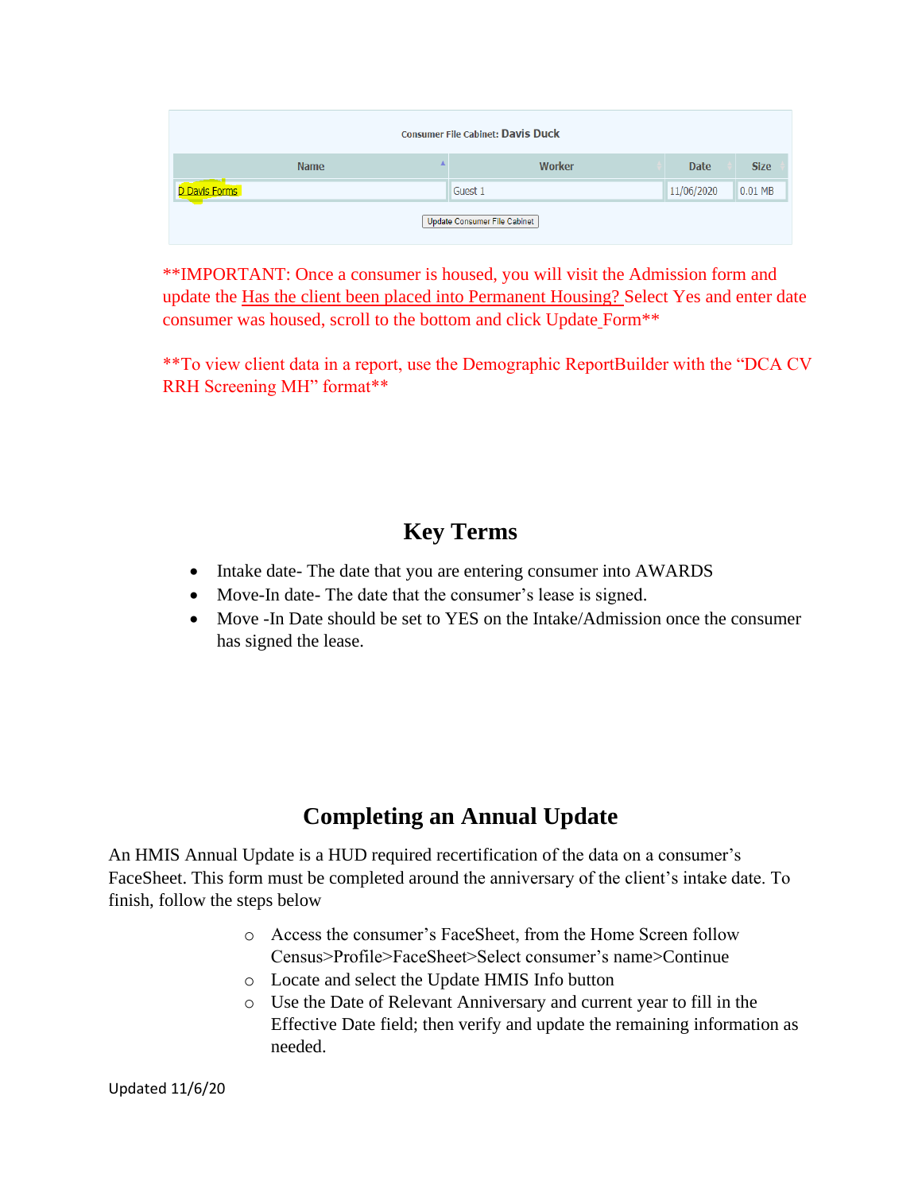Consumer File Cabinet: Davis Duck

| Name | Worker | Date | Size |
| --- | --- | --- | --- |
| D Davis Forms | Guest 1 | 11/06/2020 | 0.01 MB |

Update Consumer File Cabinet

**IMPORTANT: Once a consumer is housed, you will visit the Admission form and update the Has the client been placed into Permanent Housing? Select Yes and enter date consumer was housed, scroll to the bottom and click Update Form**

**To view client data in a report, use the Demographic ReportBuilder with the "DCA CV RRH Screening MH" format**

## Key Terms

- Intake date- The date that you are entering consumer into AWARDS
- Move-In date- The date that the consumer's lease is signed.
- Move -In Date should be set to YES on the Intake/Admission once the consumer has signed the lease.

## Completing an Annual Update

An HMIS Annual Update is a HUD required recertification of the data on a consumer's FaceSheet. This form must be completed around the anniversary of the client's intake date. To finish, follow the steps below

- Access the consumer's FaceSheet, from the Home Screen follow Census>Profile>FaceSheet>Select consumer's name>Continue
- Locate and select the Update HMIS Info button
- Use the Date of Relevant Anniversary and current year to fill in the Effective Date field; then verify and update the remaining information as needed.

Updated 11/6/20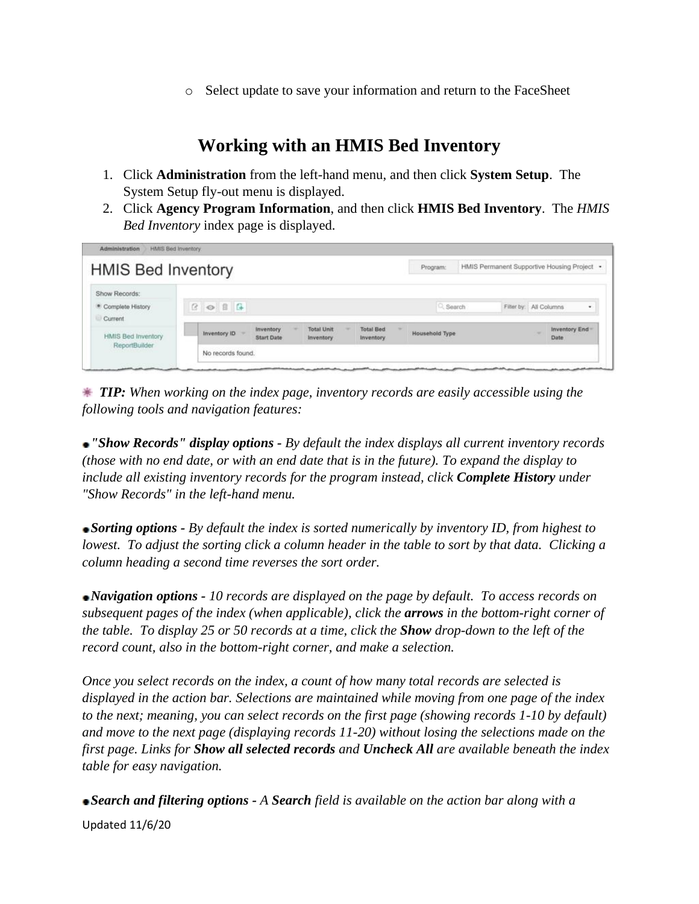- Select update to save your information and return to the FaceSheet

## Working with an HMIS Bed Inventory

1. Click **Administration** from the left-hand menu, and then click **System Setup**. The System Setup fly-out menu is displayed.
2. Click **Agency Program Information**, and then click **HMIS Bed Inventory**. The *HMIS Bed Inventory* index page is displayed.

***TIP:*** *When working on the index page, inventory records are easily accessible using the following tools and navigation features:*

- ***"Show Records" display options*** *- By default the index displays all current inventory records (those with no end date, or with an end date that is in the future). To expand the display to include all existing inventory records for the program instead, click* ***Complete History*** *under "Show Records" in the left-hand menu.*

- ***Sorting options*** *- By default the index is sorted numerically by inventory ID, from highest to lowest. To adjust the sorting click a column header in the table to sort by that data. Clicking a column heading a second time reverses the sort order.*

- ***Navigation options*** *- 10 records are displayed on the page by default. To access records on subsequent pages of the index (when applicable), click the* ***arrows*** *in the bottom-right corner of the table. To display 25 or 50 records at a time, click the* ***Show*** *drop-down to the left of the record count, also in the bottom-right corner, and make a selection.*

*Once you select records on the index, a count of how many total records are selected is displayed in the action bar. Selections are maintained while moving from one page of the index to the next; meaning, you can select records on the first page (showing records 1-10 by default) and move to the next page (displaying records 11-20) without losing the selections made on the first page. Links for* ***Show all selected records*** *and* ***Uncheck All*** *are available beneath the index table for easy navigation.*

- ***Search and filtering options*** *- A* ***Search*** *field is available on the action bar along with a*

Updated 11/6/20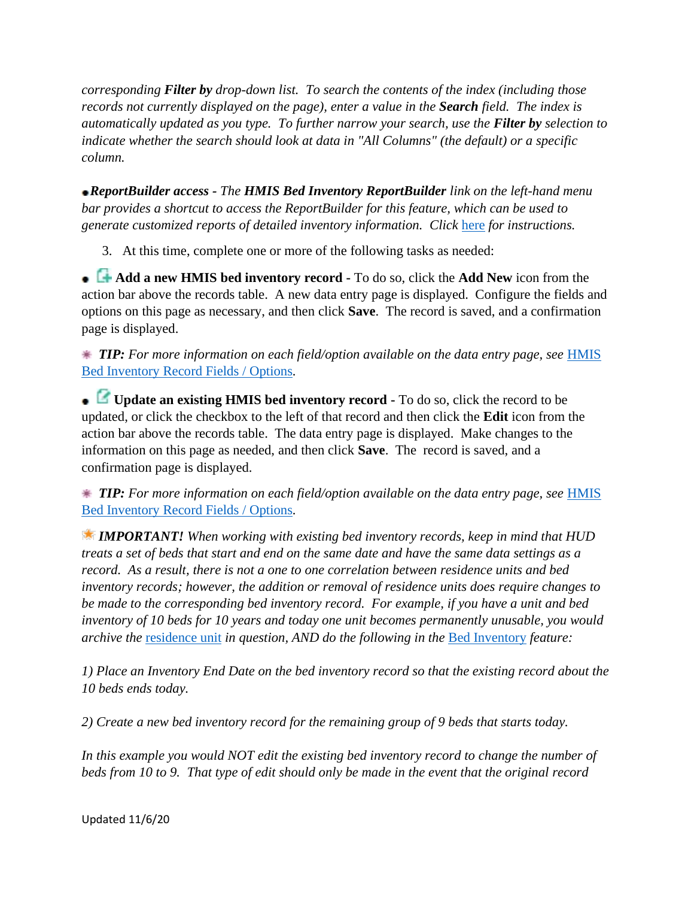*corresponding **Filter by** drop-down list. To search the contents of the index (including those records not currently displayed on the page), enter a value in the **Search** field. The index is automatically updated as you type. To further narrow your search, use the **Filter by** selection to indicate whether the search should look at data in "All Columns" (the default) or a specific column.*

- ***ReportBuilder access** - The **HMIS Bed Inventory ReportBuilder** link on the left-hand menu bar provides a shortcut to access the ReportBuilder for this feature, which can be used to generate customized reports of detailed inventory information. Click here for instructions.*

3. At this time, complete one or more of the following tasks as needed:

- **Add a new HMIS bed inventory record -** To do so, click the **Add New** icon from the action bar above the records table. A new data entry page is displayed. Configure the fields and options on this page as necessary, and then click **Save**. The record is saved, and a confirmation page is displayed.

***TIP:** For more information on each field/option available on the data entry page, see HMIS Bed Inventory Record Fields / Options.*

- **Update an existing HMIS bed inventory record -** To do so, click the record to be updated, or click the checkbox to the left of that record and then click the **Edit** icon from the action bar above the records table. The data entry page is displayed. Make changes to the information on this page as needed, and then click **Save**. The record is saved, and a confirmation page is displayed.

***TIP:** For more information on each field/option available on the data entry page, see HMIS Bed Inventory Record Fields / Options.*

***IMPORTANT!** When working with existing bed inventory records, keep in mind that HUD treats a set of beds that start and end on the same date and have the same data settings as a record. As a result, there is not a one to one correlation between residence units and bed inventory records; however, the addition or removal of residence units does require changes to be made to the corresponding bed inventory record. For example, if you have a unit and bed inventory of 10 beds for 10 years and today one unit becomes permanently unusable, you would archive the residence unit in question, AND do the following in the Bed Inventory feature:*

*1) Place an Inventory End Date on the bed inventory record so that the existing record about the 10 beds ends today.*

*2) Create a new bed inventory record for the remaining group of 9 beds that starts today.*

*In this example you would NOT edit the existing bed inventory record to change the number of beds from 10 to 9. That type of edit should only be made in the event that the original record*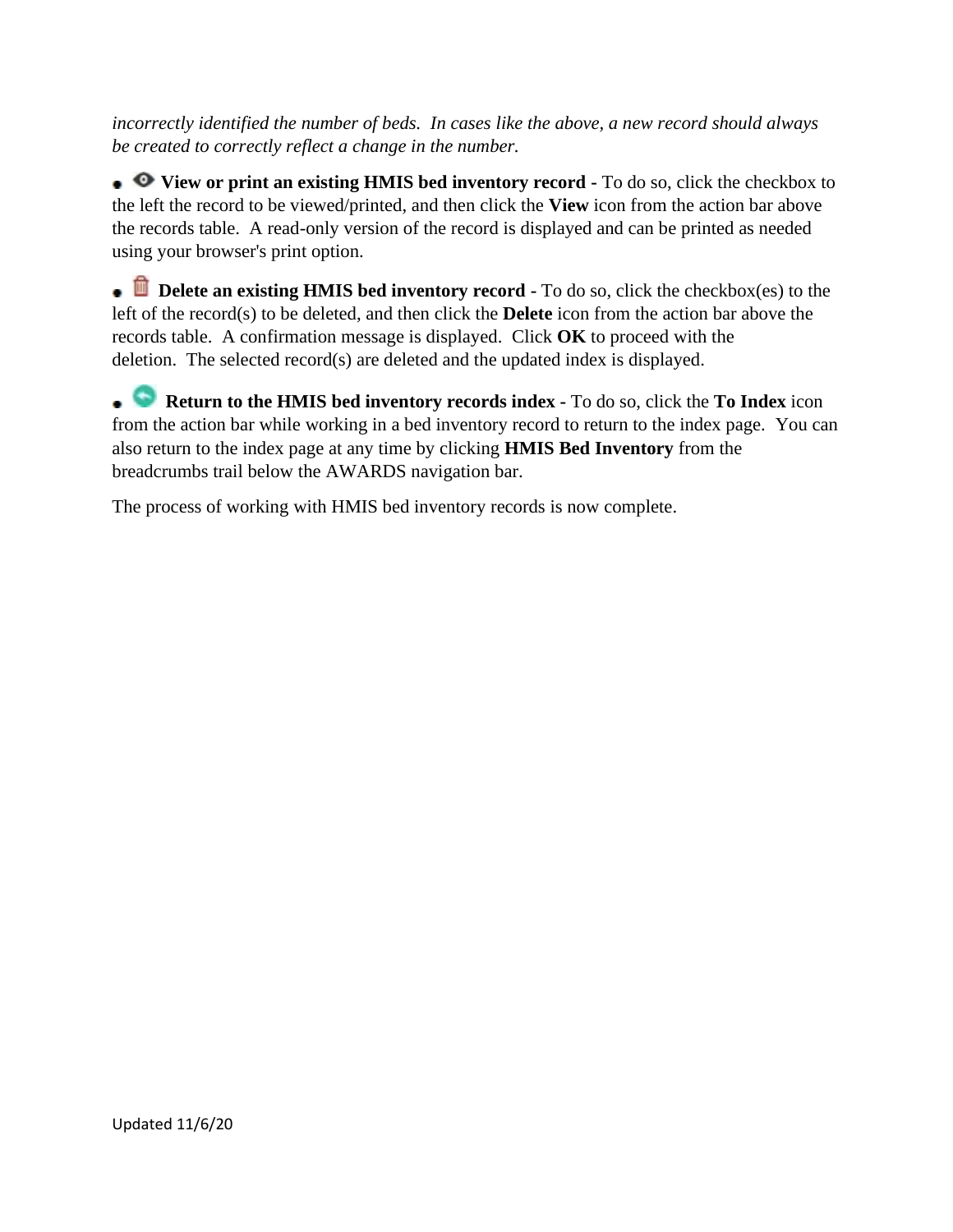*incorrectly identified the number of beds. In cases like the above, a new record should always be created to correctly reflect a change in the number.*

- **View or print an existing HMIS bed inventory record -** To do so, click the checkbox to the left the record to be viewed/printed, and then click the **View** icon from the action bar above the records table. A read-only version of the record is displayed and can be printed as needed using your browser's print option.
- **Delete an existing HMIS bed inventory record -** To do so, click the checkbox(es) to the left of the record(s) to be deleted, and then click the **Delete** icon from the action bar above the records table. A confirmation message is displayed. Click **OK** to proceed with the deletion. The selected record(s) are deleted and the updated index is displayed.
- **Return to the HMIS bed inventory records index -** To do so, click the **To Index** icon from the action bar while working in a bed inventory record to return to the index page. You can also return to the index page at any time by clicking **HMIS Bed Inventory** from the breadcrumbs trail below the AWARDS navigation bar.

The process of working with HMIS bed inventory records is now complete.

Updated 11/6/20